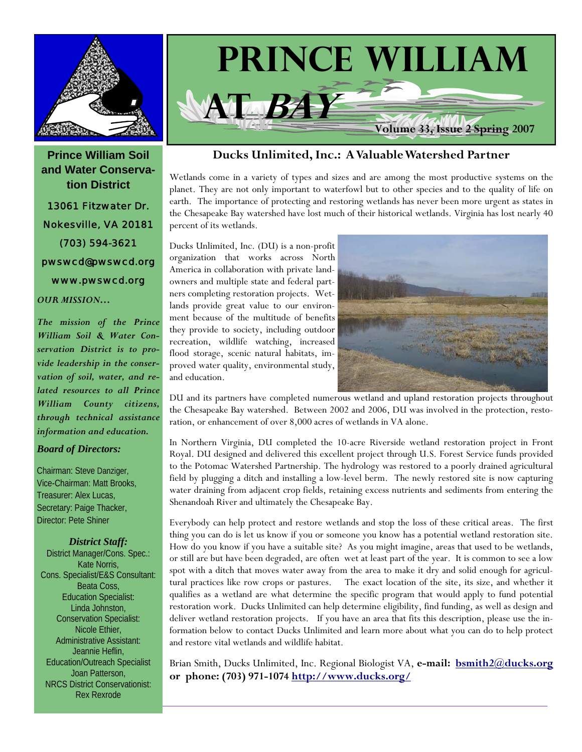# PRINCE WILLIAM AT *BAY*

**Volume 33, Issue 2 Spring 2007**

**Prince William Soil and Water Conservation District**

13061 Fitzwater Dr.
Nokesville, VA 20181
(703) 594-3621
pwswcd@pwswcd.org
www.pwswcd.org

***OUR MISSION…***

***The mission of the Prince William Soil & Water Conservation District is to provide leadership in the conservation of soil, water, and related resources to all Prince William County citizens, through technical assistance information and education.***

***Board of Directors:***

Chairman: Steve Danziger,
Vice-Chairman: Matt Brooks,
Treasurer: Alex Lucas,
Secretary: Paige Thacker,
Director: Pete Shiner

***District Staff:***

District Manager/Cons. Spec.: Kate Norris,
Cons. Specialist/E&S Consultant: Beata Coss,
Education Specialist: Linda Johnston,
Conservation Specialist: Nicole Ethier,
Administrative Assistant: Jeannie Heflin,
Education/Outreach Specialist Joan Patterson,
NRCS District Conservationist: Rex Rexrode

## Ducks Unlimited, Inc.: A Valuable Watershed Partner

Wetlands come in a variety of types and sizes and are among the most productive systems on the planet. They are not only important to waterfowl but to other species and to the quality of life on earth. The importance of protecting and restoring wetlands has never been more urgent as states in the Chesapeake Bay watershed have lost much of their historical wetlands. Virginia has lost nearly 40 percent of its wetlands.

Ducks Unlimited, Inc. (DU) is a non-profit organization that works across North America in collaboration with private landowners and multiple state and federal partners completing restoration projects. Wetlands provide great value to our environment because of the multitude of benefits they provide to society, including outdoor recreation, wildlife watching, increased flood storage, scenic natural habitats, improved water quality, environmental study, and education.

DU and its partners have completed numerous wetland and upland restoration projects throughout the Chesapeake Bay watershed. Between 2002 and 2006, DU was involved in the protection, restoration, or enhancement of over 8,000 acres of wetlands in VA alone.

In Northern Virginia, DU completed the 10-acre Riverside wetland restoration project in Front Royal. DU designed and delivered this excellent project through U.S. Forest Service funds provided to the Potomac Watershed Partnership. The hydrology was restored to a poorly drained agricultural field by plugging a ditch and installing a low-level berm. The newly restored site is now capturing water draining from adjacent crop fields, retaining excess nutrients and sediments from entering the Shenandoah River and ultimately the Chesapeake Bay.

Everybody can help protect and restore wetlands and stop the loss of these critical areas. The first thing you can do is let us know if you or someone you know has a potential wetland restoration site. How do you know if you have a suitable site? As you might imagine, areas that used to be wetlands, or still are but have been degraded, are often wet at least part of the year. It is common to see a low spot with a ditch that moves water away from the area to make it dry and solid enough for agricultural practices like row crops or pastures. The exact location of the site, its size, and whether it qualifies as a wetland are what determine the specific program that would apply to fund potential restoration work. Ducks Unlimited can help determine eligibility, find funding, as well as design and deliver wetland restoration projects. If you have an area that fits this description, please use the information below to contact Ducks Unlimited and learn more about what you can do to help protect and restore vital wetlands and wildlife habitat.

Brian Smith, Ducks Unlimited, Inc. Regional Biologist VA, **e-mail: bsmith2@ducks.org or phone: (703) 971-1074 http://www.ducks.org/**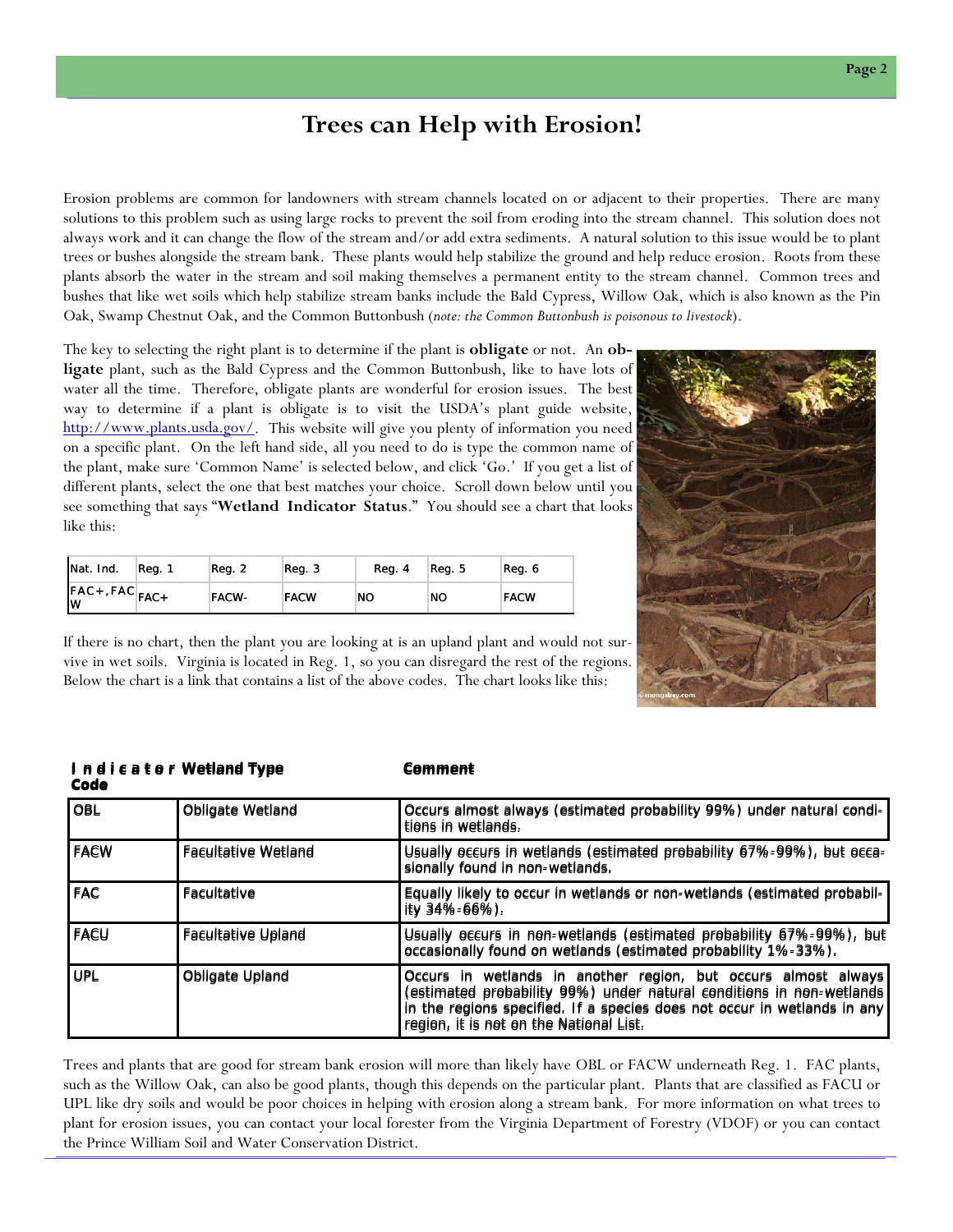# Trees can Help with Erosion!

Erosion problems are common for landowners with stream channels located on or adjacent to their properties. There are many solutions to this problem such as using large rocks to prevent the soil from eroding into the stream channel. This solution does not always work and it can change the flow of the stream and/or add extra sediments. A natural solution to this issue would be to plant trees or bushes alongside the stream bank. These plants would help stabilize the ground and help reduce erosion. Roots from these plants absorb the water in the stream and soil making themselves a permanent entity to the stream channel. Common trees and bushes that like wet soils which help stabilize stream banks include the Bald Cypress, Willow Oak, which is also known as the Pin Oak, Swamp Chestnut Oak, and the Common Buttonbush (*note: the Common Buttonbush is poisonous to livestock*).

The key to selecting the right plant is to determine if the plant is **obligate** or not. An **obligate** plant, such as the Bald Cypress and the Common Buttonbush, like to have lots of water all the time. Therefore, obligate plants are wonderful for erosion issues. The best way to determine if a plant is obligate is to visit the USDA's plant guide website, http://www.plants.usda.gov/. This website will give you plenty of information you need on a specific plant. On the left hand side, all you need to do is type the common name of the plant, make sure 'Common Name' is selected below, and click 'Go.' If you get a list of different plants, select the one that best matches your choice. Scroll down below until you see something that says "**Wetland Indicator Status**." You should see a chart that looks like this:

| Nat. Ind. | Reg. 1 | Reg. 2 | Reg. 3 | Reg. 4 | Reg. 5 | Reg. 6 |
|---|---|---|---|---|---|---|
| FAC+,FACW | FAC+ | FACW- | FACW | NO | NO | FACW |

If there is no chart, then the plant you are looking at is an upland plant and would not survive in wet soils. Virginia is located in Reg. 1, so you can disregard the rest of the regions. Below the chart is a link that contains a list of the above codes. The chart looks like this:

| Indicator Code | Wetland Type | Comment |
|---|---|---|
| OBL | Obligate Wetland | Occurs almost always (estimated probability 99%) under natural conditions in wetlands. |
| FACW | Facultative Wetland | Usually occurs in wetlands (estimated probability 67%-99%), but occasionally found in non-wetlands. |
| FAC | Facultative | Equally likely to occur in wetlands or non-wetlands (estimated probability 34%-66%). |
| FACU | Facultative Upland | Usually occurs in non-wetlands (estimated probability 67%-99%), but occasionally found on wetlands (estimated probability 1%-33%). |
| UPL | Obligate Upland | Occurs in wetlands in another region, but occurs almost always (estimated probability 99%) under natural conditions in non-wetlands in the regions specified. If a species does not occur in wetlands in any region, it is not on the National List. |

Trees and plants that are good for stream bank erosion will more than likely have OBL or FACW underneath Reg. 1. FAC plants, such as the Willow Oak, can also be good plants, though this depends on the particular plant. Plants that are classified as FACU or UPL like dry soils and would be poor choices in helping with erosion along a stream bank. For more information on what trees to plant for erosion issues, you can contact your local forester from the Virginia Department of Forestry (VDOF) or you can contact the Prince William Soil and Water Conservation District.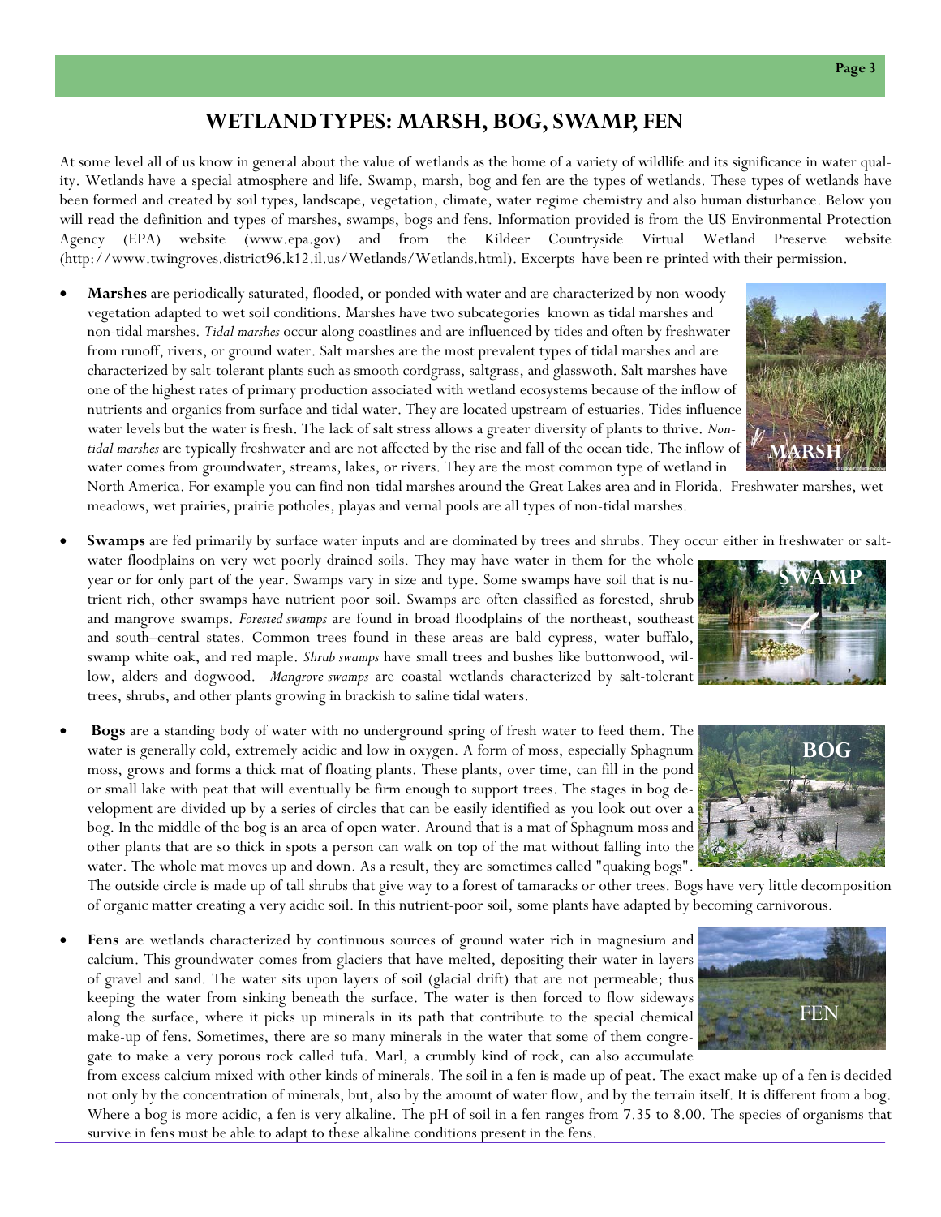## WETLAND TYPES: MARSH, BOG, SWAMP, FEN

At some level all of us know in general about the value of wetlands as the home of a variety of wildlife and its significance in water quality. Wetlands have a special atmosphere and life. Swamp, marsh, bog and fen are the types of wetlands. These types of wetlands have been formed and created by soil types, landscape, vegetation, climate, water regime chemistry and also human disturbance. Below you will read the definition and types of marshes, swamps, bogs and fens. Information provided is from the US Environmental Protection Agency (EPA) website (www.epa.gov) and from the Kildeer Countryside Virtual Wetland Preserve website (http://www.twingroves.district96.k12.il.us/Wetlands/Wetlands.html). Excerpts have been re-printed with their permission.

- **Marshes** are periodically saturated, flooded, or ponded with water and are characterized by non-woody vegetation adapted to wet soil conditions. Marshes have two subcategories known as tidal marshes and non-tidal marshes. *Tidal marshes* occur along coastlines and are influenced by tides and often by freshwater from runoff, rivers, or ground water. Salt marshes are the most prevalent types of tidal marshes and are characterized by salt-tolerant plants such as smooth cordgrass, saltgrass, and glasswort. Salt marshes have one of the highest rates of primary production associated with wetland ecosystems because of the inflow of nutrients and organics from surface and tidal water. They are located upstream of estuaries. Tides influence water levels but the water is fresh. The lack of salt stress allows a greater diversity of plants to thrive. *Non-tidal marshes* are typically freshwater and are not affected by the rise and fall of the ocean tide. The inflow of water comes from groundwater, streams, lakes, or rivers. They are the most common type of wetland in North America. For example you can find non-tidal marshes around the Great Lakes area and in Florida. Freshwater marshes, wet meadows, wet prairies, prairie potholes, playas and vernal pools are all types of non-tidal marshes.

- **Swamps** are fed primarily by surface water inputs and are dominated by trees and shrubs. They occur either in freshwater or saltwater floodplains on very wet poorly drained soils. They may have water in them for the whole year or for only part of the year. Swamps vary in size and type. Some swamps have soil that is nutrient rich, other swamps have nutrient poor soil. Swamps are often classified as forested, shrub and mangrove swamps. *Forested swamps* are found in broad floodplains of the northeast, southeast and south–central states. Common trees found in these areas are bald cypress, water buffalo, swamp white oak, and red maple. *Shrub swamps* have small trees and bushes like buttonwood, willow, alders and dogwood. *Mangrove swamps* are coastal wetlands characterized by salt-tolerant trees, shrubs, and other plants growing in brackish to saline tidal waters.

- **Bogs** are a standing body of water with no underground spring of fresh water to feed them. The water is generally cold, extremely acidic and low in oxygen. A form of moss, especially Sphagnum moss, grows and forms a thick mat of floating plants. These plants, over time, can fill in the pond or small lake with peat that will eventually be firm enough to support trees. The stages in bog development are divided up by a series of circles that can be easily identified as you look out over a bog. In the middle of the bog is an area of open water. Around that is a mat of Sphagnum moss and other plants that are so thick in spots a person can walk on top of the mat without falling into the water. The whole mat moves up and down. As a result, they are sometimes called "quaking bogs". The outside circle is made up of tall shrubs that give way to a forest of tamaracks or other trees. Bogs have very little decomposition of organic matter creating a very acidic soil. In this nutrient-poor soil, some plants have adapted by becoming carnivorous.

- **Fens** are wetlands characterized by continuous sources of ground water rich in magnesium and calcium. This groundwater comes from glaciers that have melted, depositing their water in layers of gravel and sand. The water sits upon layers of soil (glacial drift) that are not permeable; thus keeping the water from sinking beneath the surface. The water is then forced to flow sideways along the surface, where it picks up minerals in its path that contribute to the special chemical make-up of fens. Sometimes, there are so many minerals in the water that some of them congregate to make a very porous rock called tufa. Marl, a crumbly kind of rock, can also accumulate from excess calcium mixed with other kinds of minerals. The soil in a fen is made up of peat. The exact make-up of a fen is decided not only by the concentration of minerals, but, also by the amount of water flow, and by the terrain itself. It is different from a bog. Where a bog is more acidic, a fen is very alkaline. The pH of soil in a fen ranges from 7.35 to 8.00. The species of organisms that survive in fens must be able to adapt to these alkaline conditions present in the fens.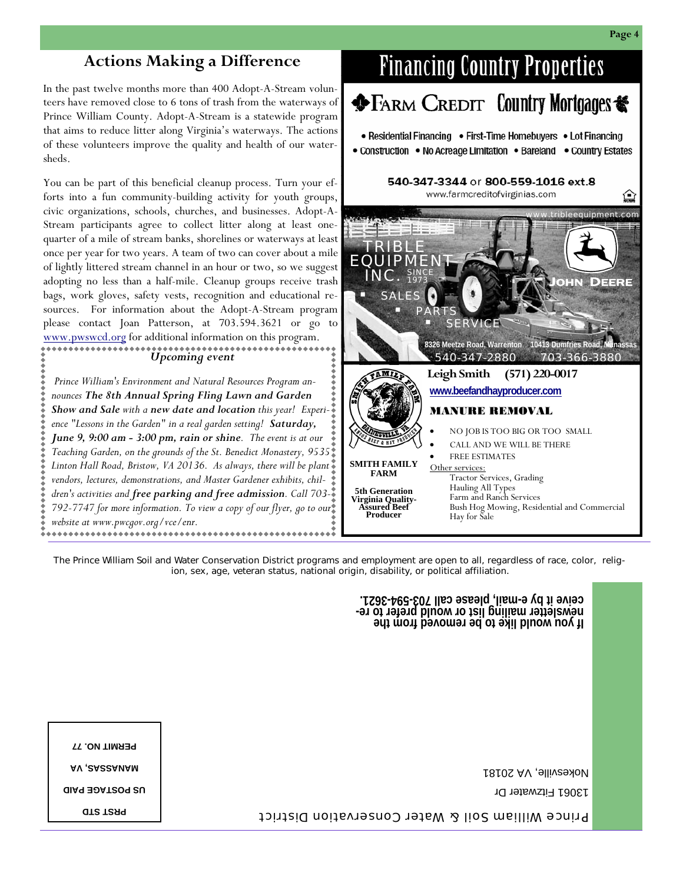## Actions Making a Difference

In the past twelve months more than 400 Adopt-A-Stream volunteers have removed close to 6 tons of trash from the waterways of Prince William County. Adopt-A-Stream is a statewide program that aims to reduce litter along Virginia's waterways. The actions of these volunteers improve the quality and health of our watersheds.

You can be part of this beneficial cleanup process. Turn your efforts into a fun community-building activity for youth groups, civic organizations, schools, churches, and businesses. Adopt-A-Stream participants agree to collect litter along at least one-quarter of a mile of stream banks, shorelines or waterways at least once per year for two years. A team of two can cover about a mile of lightly littered stream channel in an hour or two, so we suggest adopting no less than a half-mile. Cleanup groups receive trash bags, work gloves, safety vests, recognition and educational resources. For information about the Adopt-A-Stream program please contact Joan Patterson, at 703.594.3621 or go to www.pwswcd.org for additional information on this program.

### *Upcoming event*

*Prince William's Environment and Natural Resources Program announces **The 8th Annual Spring Fling Lawn and Garden Show and Sale** with a **new date and location** this year! Experience "Lessons in the Garden" in a real garden setting! **Saturday, June 9, 9:00 am - 3:00 pm, rain or shine**. The event is at our Teaching Garden, on the grounds of the St. Benedict Monastery, 9535 Linton Hall Road, Bristow, VA 20136. As always, there will be plant vendors, lectures, demonstrations, and Master Gardener exhibits, children's activities and **free parking and free admission**. Call 703-792-7747 for more information. To view a copy of our flyer, go to our website at www.pwcgov.org/vce/enr.*

## Financing Country Properties

**Farm Credit Country Mortgages**

- Residential Financing • First-Time Homebuyers • Lot Financing
- Construction • No Acreage Limitation • Bareland • Country Estates

**540-347-3344** or **800-559-1016 ext.8**
www.farmcreditofvirginias.com

www.tribleequipment.com

**TRIBLE EQUIPMENT INC.** SINCE 1973

- SALES
- PARTS
- SERVICE

JOHN DEERE

8326 Meetze Road, Warrenton 540-347-2880
10413 Dumfries Road, Manassas 703-366-3880

**Leigh Smith (571) 220-0017**
www.beefandhayproducer.com

SMITH FAMILY FARM — GAINESVILLE, VA — ANGUS BEEF & HAY PRODUCER

**SMITH FAMILY FARM**

**5th Generation Virginia Quality-Assured Beef Producer**

**MANURE REMOVAL**

- NO JOB IS TOO BIG OR TOO SMALL
- CALL AND WE WILL BE THERE
- FREE ESTIMATES

Other services:
Tractor Services, Grading
Hauling All Types
Farm and Ranch Services
Bush Hog Mowing, Residential and Commercial
Hay for Sale

The Prince William Soil and Water Conservation District programs and employment are open to all, regardless of race, color, religion, sex, age, veteran status, national origin, disability, or political affiliation.

**If you would like to be removed from the newsletter mailing list or would prefer to receive it by e-mail, please call 703-594-3621.**

Prince William Soil & Water Conservation District
13061 Fitzwater Dr
Nokesville, VA 20181

PRST STD
US POSTAGE PAID
MANASSAS, VA
PERMIT NO. 77